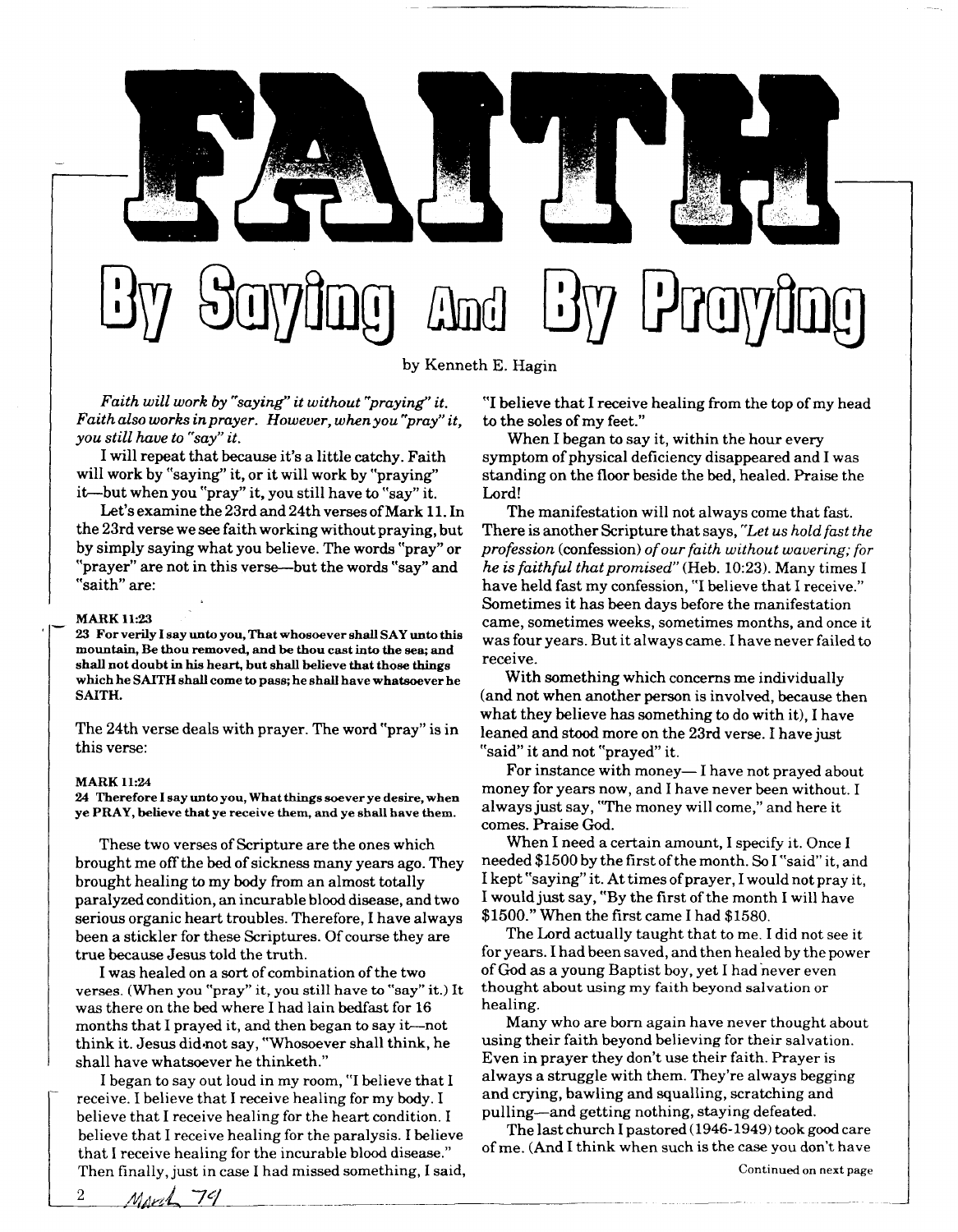# FAITH

## By Saying And By Praying

by Kenneth E. Hagin

*Faith will work by "saying" it without "praying" it. Faith also works in prayer. However, when you "pray" it, you still have to "say" it.*

I will repeat that because it's a little catchy. Faith will work by "saying" it, or it will work by "praying" it—but when you "pray" it, you still have to "say" it.

Let's examine the 23rd and 24th verses of Mark 11. In the 23rd verse we see faith working without praying, but by simply saying what you believe. The words "pray" or "prayer" are not in this verse—but the words "say" and "saith" are:

**MARK 11:23**
**23 For verily I say unto you, That whosoever shall SAY unto this mountain, Be thou removed, and be thou cast into the sea; and shall not doubt in his heart, but shall believe that those things which he SAITH shall come to pass; he shall have whatsoever he SAITH.**

The 24th verse deals with prayer. The word "pray" is in this verse:

**MARK 11:24**
**24 Therefore I say unto you, What things soever ye desire, when ye PRAY, believe that ye receive them, and ye shall have them.**

These two verses of Scripture are the ones which brought me off the bed of sickness many years ago. They brought healing to my body from an almost totally paralyzed condition, an incurable blood disease, and two serious organic heart troubles. Therefore, I have always been a stickler for these Scriptures. Of course they are true because Jesus told the truth.

I was healed on a sort of combination of the two verses. (When you "pray" it, you still have to "say" it.) It was there on the bed where I had lain bedfast for 16 months that I prayed it, and then began to say it—not think it. Jesus did not say, "Whosoever shall think, he shall have whatsoever he thinketh."

I began to say out loud in my room, "I believe that I receive. I believe that I receive healing for my body. I believe that I receive healing for the heart condition. I believe that I receive healing for the paralysis. I believe that I receive healing for the incurable blood disease." Then finally, just in case I had missed something, I said, "I believe that I receive healing from the top of my head to the soles of my feet."

When I began to say it, within the hour every symptom of physical deficiency disappeared and I was standing on the floor beside the bed, healed. Praise the Lord!

The manifestation will not always come that fast. There is another Scripture that says, *"Let us hold fast the profession* (confession) *of our faith without wavering; for he is faithful that promised"* (Heb. 10:23). Many times I have held fast my confession, "I believe that I receive." Sometimes it has been days before the manifestation came, sometimes weeks, sometimes months, and once it was four years. But it always came. I have never failed to receive.

With something which concerns me individually (and not when another person is involved, because then what they believe has something to do with it), I have leaned and stood more on the 23rd verse. I have just "said" it and not "prayed" it.

For instance with money— I have not prayed about money for years now, and I have never been without. I always just say, "The money will come," and here it comes. Praise God.

When I need a certain amount, I specify it. Once I needed $1500 by the first of the month. So I "said" it, and I kept "saying" it. At times of prayer, I would not pray it, I would just say, "By the first of the month I will have $1500." When the first came I had $1580.

The Lord actually taught that to me. I did not see it for years. I had been saved, and then healed by the power of God as a young Baptist boy, yet I had never even thought about using my faith beyond salvation or healing.

Many who are born again have never thought about using their faith beyond believing for their salvation. Even in prayer they don't use their faith. Prayer is always a struggle with them. They're always begging and crying, bawling and squalling, scratching and pulling—and getting nothing, staying defeated.

The last church I pastored (1946-1949) took good care of me. (And I think when such is the case you don't have

Continued on next page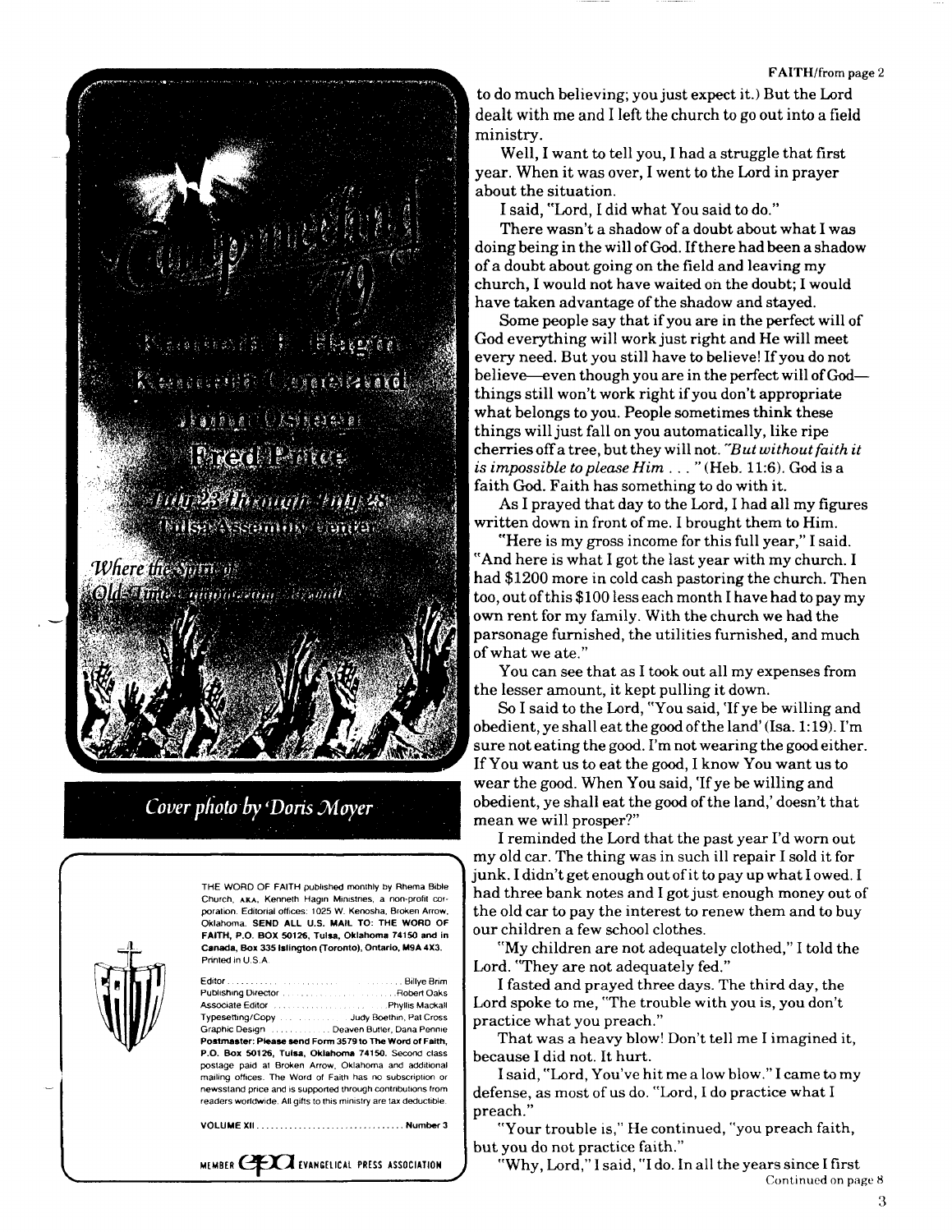Cover photo by Doris Moyer

THE WORD OF FAITH published monthly by Rhema Bible Church, AKA, Kenneth Hagin Ministries, a non-profit corporation. Editorial offices: 1025 W. Kenosha, Broken Arrow, Oklahoma. **SEND ALL U.S. MAIL TO: THE WORD OF FAITH, P.O. BOX 50126, Tulsa, Oklahoma 74150 and in Canada, Box 335 Islington (Toronto), Ontario, M9A 4X3.** Printed in U.S.A.

Editor .......... Billye Brim
Publishing Director .......... Robert Oaks
Associate Editor .......... Phyllis Mackall
Typesetting/Copy .......... Judy Boethin, Pat Cross
Graphic Design .......... Deaven Butler, Dana Pennie

**Postmaster: Please send Form 3579 to The Word of Faith, P.O. Box 50126, Tulsa, Oklahoma 74150.** Second class postage paid at Broken Arrow, Oklahoma and additional mailing offices. The Word of Faith has no subscription or newsstand price and is supported through contributions from readers worldwide. All gifts to this ministry are tax deductible.

**VOLUME XII .......... Number 3**

MEMBER EPA EVANGELICAL PRESS ASSOCIATION

FAITH/from page 2

to do much believing; you just expect it.) But the Lord dealt with me and I left the church to go out into a field ministry.

Well, I want to tell you, I had a struggle that first year. When it was over, I went to the Lord in prayer about the situation.

I said, "Lord, I did what You said to do."

There wasn't a shadow of a doubt about what I was doing being in the will of God. If there had been a shadow of a doubt about going on the field and leaving my church, I would not have waited on the doubt; I would have taken advantage of the shadow and stayed.

Some people say that if you are in the perfect will of God everything will work just right and He will meet every need. But you still have to believe! If you do not believe—even though you are in the perfect will of God—things still won't work right if you don't appropriate what belongs to you. People sometimes think these things will just fall on you automatically, like ripe cherries off a tree, but they will not. *"But without faith it is impossible to please Him . . . "* (Heb. 11:6). God is a faith God. Faith has something to do with it.

As I prayed that day to the Lord, I had all my figures written down in front of me. I brought them to Him.

"Here is my gross income for this full year," I said. "And here is what I got the last year with my church. I had $1200 more in cold cash pastoring the church. Then too, out of this $100 less each month I have had to pay my own rent for my family. With the church we had the parsonage furnished, the utilities furnished, and much of what we ate."

You can see that as I took out all my expenses from the lesser amount, it kept pulling it down.

So I said to the Lord, "You said, 'If ye be willing and obedient, ye shall eat the good of the land' (Isa. 1:19). I'm sure not eating the good. I'm not wearing the good either. If You want us to eat the good, I know You want us to wear the good. When You said, 'If ye be willing and obedient, ye shall eat the good of the land,' doesn't that mean we will prosper?"

I reminded the Lord that the past year I'd worn out my old car. The thing was in such ill repair I sold it for junk. I didn't get enough out of it to pay up what I owed. I had three bank notes and I got just enough money out of the old car to pay the interest to renew them and to buy our children a few school clothes.

"My children are not adequately clothed," I told the Lord. "They are not adequately fed."

I fasted and prayed three days. The third day, the Lord spoke to me, "The trouble with you is, you don't practice what you preach."

That was a heavy blow! Don't tell me I imagined it, because I did not. It hurt.

I said, "Lord, You've hit me a low blow." I came to my defense, as most of us do. "Lord, I do practice what I preach."

"Your trouble is," He continued, "you preach faith, but you do not practice faith."

"Why, Lord," I said, "I do. In all the years since I first

Continued on page 8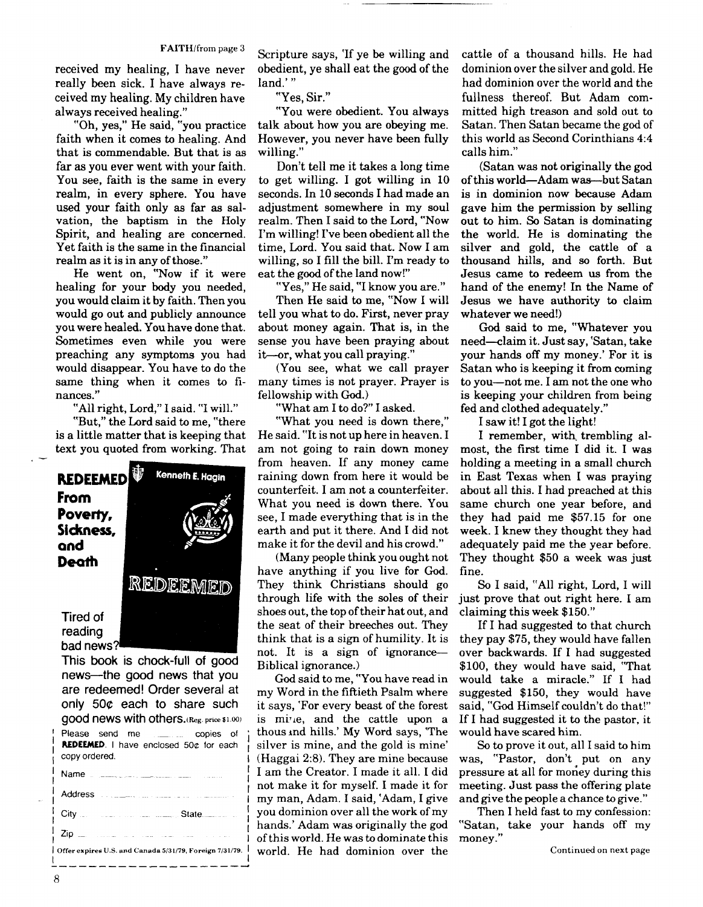FAITH/from page 3

received my healing, I have never really been sick. I have always received my healing. My children have always received healing."

"Oh, yes," He said, "you practice faith when it comes to healing. And that is commendable. But that is as far as you ever went with your faith. You see, faith is the same in every realm, in every sphere. You have used your faith only as far as salvation, the baptism in the Holy Spirit, and healing are concerned. Yet faith is the same in the financial realm as it is in any of those."

He went on, "Now if it were healing for your body you needed, you would claim it by faith. Then you would go out and publicly announce you were healed. You have done that. Sometimes even while you were preaching any symptoms you had would disappear. You have to do the same thing when it comes to finances."

"All right, Lord," I said. "I will."

"But," the Lord said to me, "there is a little matter that is keeping that text you quoted from working. That Scripture says, 'If ye be willing and obedient, ye shall eat the good of the land.'"

"Yes, Sir."

"You were obedient. You always talk about how you are obeying me. However, you never have been fully willing."

Don't tell me it takes a long time to get willing. I got willing in 10 seconds. In 10 seconds I had made an adjustment somewhere in my soul realm. Then I said to the Lord, "Now I'm willing! I've been obedient all the time, Lord. You said that. Now I am willing, so I fill the bill. I'm ready to eat the good of the land now!"

"Yes," He said, "I know you are."

Then He said to me, "Now I will tell you what to do. First, never pray about money again. That is, in the sense you have been praying about it—or, what you call praying."

(You see, what we call prayer many times is not prayer. Prayer is fellowship with God.)

"What am I to do?" I asked.

"What you need is down there," He said. "It is not up here in heaven. I am not going to rain down money from heaven. If any money came raining down from here it would be counterfeit. I am not a counterfeiter. What you need is down there. You see, I made everything that is in the earth and put it there. And I did not make it for the devil and his crowd."

(Many people think you ought not have anything if you live for God. They think Christians should go through life with the soles of their shoes out, the top of their hat out, and the seat of their breeches out. They think that is a sign of humility. It is not. It is a sign of ignorance—Biblical ignorance.)

God said to me, "You have read in my Word in the fiftieth Psalm where it says, 'For every beast of the forest is mine, and the cattle upon a thousand hills.' My Word says, 'The silver is mine, and the gold is mine' (Haggai 2:8). They are mine because I am the Creator. I made it all. I did not make it for myself. I made it for my man, Adam. I said, 'Adam, I give you dominion over all the work of my hands.' Adam was originally the god of this world. He was to dominate this world. He had dominion over the cattle of a thousand hills. He had dominion over the silver and gold. He had dominion over the world and the fullness thereof. But Adam committed high treason and sold out to Satan. Then Satan became the god of this world as Second Corinthians 4:4 calls him."

(Satan was not originally the god of this world—Adam was—but Satan is in dominion now because Adam gave him the permission by selling out to him. So Satan is dominating the world. He is dominating the silver and gold, the cattle of a thousand hills, and so forth. But Jesus came to redeem us from the hand of the enemy! In the Name of Jesus we have authority to claim whatever we need!)

God said to me, "Whatever you need—claim it. Just say, 'Satan, take your hands off my money.' For it is Satan who is keeping it from coming to you—not me. I am not the one who is keeping your children from being fed and clothed adequately."

I saw it! I got the light!

I remember, with trembling almost, the first time I did it. I was holding a meeting in a small church in East Texas when I was praying about all this. I had preached at this same church one year before, and they had paid me $57.15 for one week. I knew they thought they had adequately paid me the year before. They thought $50 a week was just fine.

So I said, "All right, Lord, I will just prove that out right here. I am claiming this week $150."

If I had suggested to that church they pay $75, they would have fallen over backwards. If I had suggested $100, they would have said, "That would take a miracle." If I had suggested $150, they would have said, "God Himself couldn't do that!" If I had suggested it to the pastor, it would have scared him.

So to prove it out, all I said to him was, "Pastor, don't put on any pressure at all for money during this meeting. Just pass the offering plate and give the people a chance to give."

Then I held fast to my confession: "Satan, take your hands off my money."

Continued on next page

---

**REDEEMED From Poverty, Sickness, and Death**

Kenneth E. Hagin

REDEEMED

Tired of reading bad news?

This book is chock-full of good news—the good news that you are redeemed! Order several at only 50¢ each to share such good news with others. (Reg. price $1.00)

Please send me _____ copies of **REDEEMED**. I have enclosed 50¢ for each copy ordered.

Name ______________________

Address ______________________

City ______________ State ________

Zip ______________________

Offer expires U.S. and Canada 5/31/79, Foreign 7/31/79.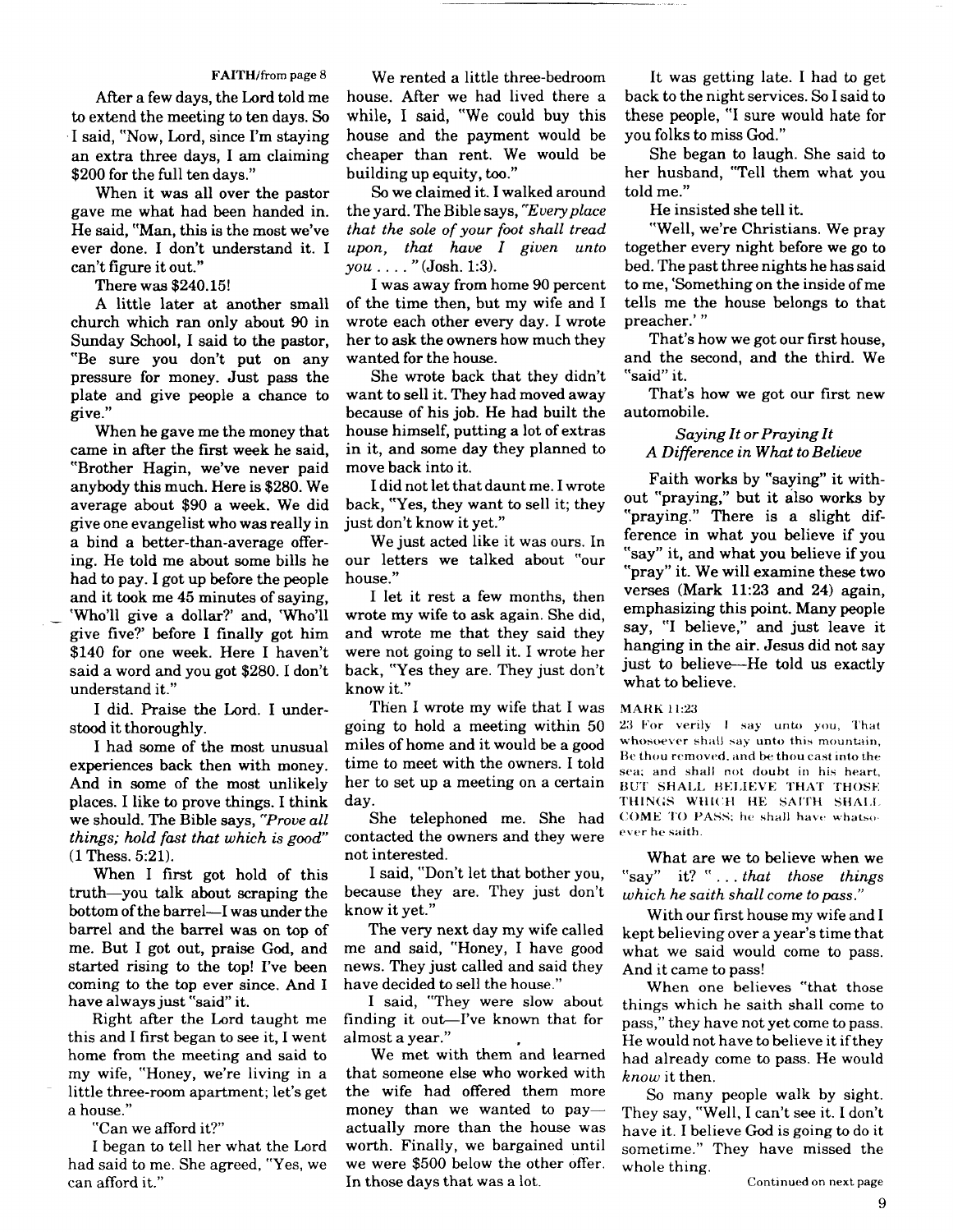FAITH/from page 8

After a few days, the Lord told me to extend the meeting to ten days. So I said, "Now, Lord, since I'm staying an extra three days, I am claiming $200 for the full ten days."

When it was all over the pastor gave me what had been handed in. He said, "Man, this is the most we've ever done. I don't understand it. I can't figure it out."

There was $240.15!

A little later at another small church which ran only about 90 in Sunday School, I said to the pastor, "Be sure you don't put on any pressure for money. Just pass the plate and give people a chance to give."

When he gave me the money that came in after the first week he said, "Brother Hagin, we've never paid anybody this much. Here is $280. We average about $90 a week. We did give one evangelist who was really in a bind a better-than-average offering. He told me about some bills he had to pay. I got up before the people and it took me 45 minutes of saying, 'Who'll give a dollar?' and, 'Who'll give five?' before I finally got him $140 for one week. Here I haven't said a word and you got $280. I don't understand it."

I did. Praise the Lord. I understood it thoroughly.

I had some of the most unusual experiences back then with money. And in some of the most unlikely places. I like to prove things. I think we should. The Bible says, *"Prove all things; hold fast that which is good"* (1 Thess. 5:21).

When I first got hold of this truth—you talk about scraping the bottom of the barrel—I was under the barrel and the barrel was on top of me. But I got out, praise God, and started rising to the top! I've been coming to the top ever since. And I have always just "said" it.

Right after the Lord taught me this and I first began to see it, I went home from the meeting and said to my wife, "Honey, we're living in a little three-room apartment; let's get a house."

"Can we afford it?"

I began to tell her what the Lord had said to me. She agreed, "Yes, we can afford it."

We rented a little three-bedroom house. After we had lived there a while, I said, "We could buy this house and the payment would be cheaper than rent. We would be building up equity, too."

So we claimed it. I walked around the yard. The Bible says, *"Every place that the sole of your foot shall tread upon, that have I given unto you . . . ."* (Josh. 1:3).

I was away from home 90 percent of the time then, but my wife and I wrote each other every day. I wrote her to ask the owners how much they wanted for the house.

She wrote back that they didn't want to sell it. They had moved away because of his job. He had built the house himself, putting a lot of extras in it, and some day they planned to move back into it.

I did not let that daunt me. I wrote back, "Yes, they want to sell it; they just don't know it yet."

We just acted like it was ours. In our letters we talked about "our house."

I let it rest a few months, then wrote my wife to ask again. She did, and wrote me that they said they were not going to sell it. I wrote her back, "Yes they are. They just don't know it."

Then I wrote my wife that I was going to hold a meeting within 50 miles of home and it would be a good time to meet with the owners. I told her to set up a meeting on a certain day.

She telephoned me. She had contacted the owners and they were not interested.

I said, "Don't let that bother you, because they are. They just don't know it yet."

The very next day my wife called me and said, "Honey, I have good news. They just called and said they have decided to sell the house."

I said, "They were slow about finding it out—I've known that for almost a year."

We met with them and learned that someone else who worked with the wife had offered them more money than we wanted to pay—actually more than the house was worth. Finally, we bargained until we were $500 below the other offer. In those days that was a lot.

It was getting late. I had to get back to the night services. So I said to these people, "I sure would hate for you folks to miss God."

She began to laugh. She said to her husband, "Tell them what you told me."

He insisted she tell it.

"Well, we're Christians. We pray together every night before we go to bed. The past three nights he has said to me, 'Something on the inside of me tells me the house belongs to that preacher.' "

That's how we got our first house, and the second, and the third. We "said" it.

That's how we got our first new automobile.

### *Saying It or Praying It*
### *A Difference in What to Believe*

Faith works by "saying" it without "praying," but it also works by "praying." There is a slight difference in what you believe if you "say" it, and what you believe if you "pray" it. We will examine these two verses (Mark 11:23 and 24) again, emphasizing this point. Many people say, "I believe," and just leave it hanging in the air. Jesus did not say just to believe—He told us exactly what to believe.

MARK 11:23
23 For verily I say unto you, That whosoever shall say unto this mountain, Be thou removed, and be thou cast into the sea; and shall not doubt in his heart, BUT SHALL BELIEVE THAT THOSE THINGS WHICH HE SAITH SHALL COME TO PASS; he shall have whatsoever he saith.

What are we to believe when we "say" it? "*. . . that those things which he saith shall come to pass.*"

With our first house my wife and I kept believing over a year's time that what we said would come to pass. And it came to pass!

When one believes "that those things which he saith shall come to pass," they have not yet come to pass. He would not have to believe it if they had already come to pass. He would *know* it then.

So many people walk by sight. They say, "Well, I can't see it. I don't have it. I believe God is going to do it sometime." They have missed the whole thing.

Continued on next page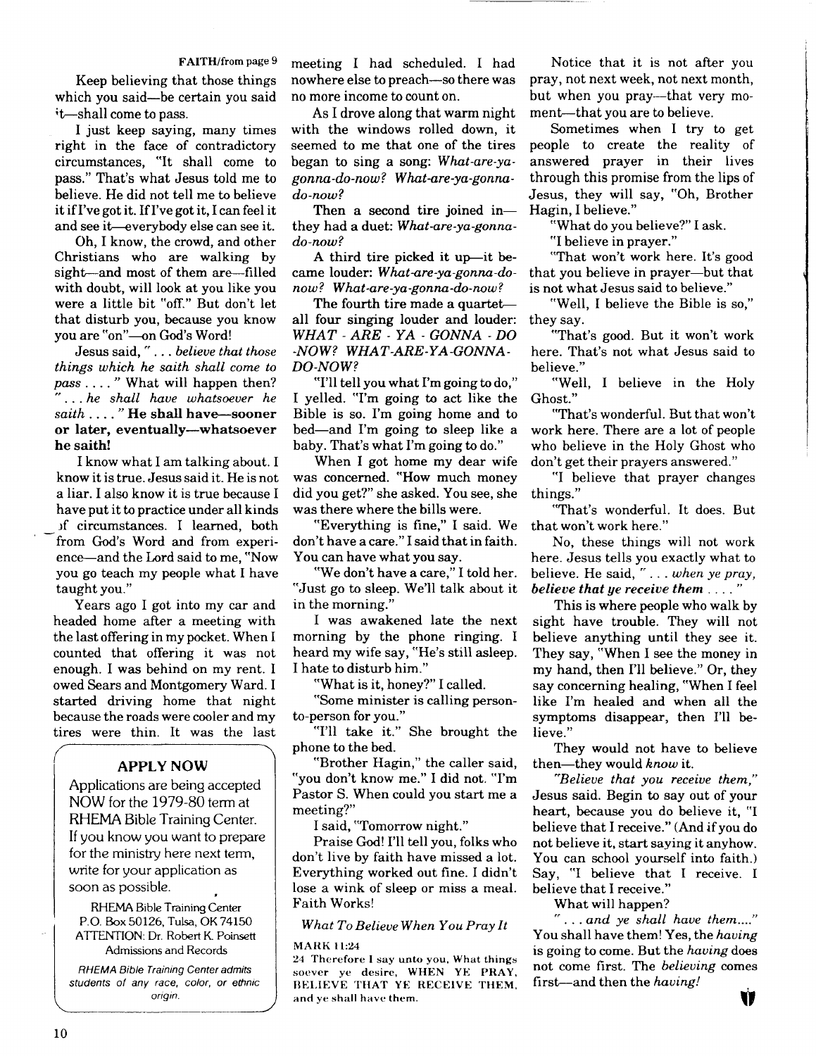FAITH/from page 9

Keep believing that those things which you said—be certain you said it—shall come to pass.

I just keep saying, many times right in the face of contradictory circumstances, "It shall come to pass." That's what Jesus told me to believe. He did not tell me to believe it if I've got it. If I've got it, I can feel it and see it—everybody else can see it.

Oh, I know, the crowd, and other Christians who are walking by sight—and most of them are—filled with doubt, will look at you like you were a little bit "off." But don't let that disturb you, because you know you are "on"—on God's Word!

Jesus said, "*. . . believe that those things which he saith shall come to pass . . . .*" What will happen then? "*. . . he shall have whatsoever he saith . . . .*" **He shall have—sooner or later, eventually—whatsoever he saith!**

I know what I am talking about. I know it is true. Jesus said it. He is not a liar. I also know it is true because I have put it to practice under all kinds of circumstances. I learned, both from God's Word and from experience—and the Lord said to me, "Now you go teach my people what I have taught you."

Years ago I got into my car and headed home after a meeting with the last offering in my pocket. When I counted that offering it was not enough. I was behind on my rent. I owed Sears and Montgomery Ward. I started driving home that night because the roads were cooler and my tires were thin. It was the last meeting I had scheduled. I had nowhere else to preach—so there was no more income to count on.

As I drove along that warm night with the windows rolled down, it seemed to me that one of the tires began to sing a song: *What-are-ya-gonna-do-now? What-are-ya-gonna-do-now?*

Then a second tire joined in—they had a duet: *What-are-ya-gonna-do-now?*

A third tire picked it up—it became louder: *What-are-ya-gonna-do-now? What-are-ya-gonna-do-now?*

The fourth tire made a quartet—all four singing louder and louder: *WHAT - ARE - YA - GONNA - DO -NOW? WHAT-ARE-YA-GONNA-DO-NOW?*

"I'll tell you what I'm going to do," I yelled. "I'm going to act like the Bible is so. I'm going home and to bed—and I'm going to sleep like a baby. That's what I'm going to do."

When I got home my dear wife was concerned. "How much money did you get?" she asked. You see, she was there where the bills were.

"Everything is fine," I said. We don't have a care." I said that in faith. You can have what you say.

"We don't have a care," I told her. "Just go to sleep. We'll talk about it in the morning."

I was awakened late the next morning by the phone ringing. I heard my wife say, "He's still asleep. I hate to disturb him."

"What is it, honey?" I called.

"Some minister is calling person-to-person for you."

"I'll take it." She brought the phone to the bed.

"Brother Hagin," the caller said, "you don't know me." I did not. "I'm Pastor S. When could you start me a meeting?"

I said, "Tomorrow night."

Praise God! I'll tell you, folks who don't live by faith have missed a lot. Everything worked out fine. I didn't lose a wink of sleep or miss a meal. Faith Works!

### *What To Believe When You Pray It*

MARK 11:24

24 Therefore I say unto you, What things soever ye desire, WHEN YE PRAY, BELIEVE THAT YE RECEIVE THEM, and ye shall have them.

Notice that it is not after you pray, not next week, not next month, but when you pray—that very moment—that you are to believe.

Sometimes when I try to get people to create the reality of answered prayer in their lives through this promise from the lips of Jesus, they will say, "Oh, Brother Hagin, I believe."

"What do you believe?" I ask.

"I believe in prayer."

"That won't work here. It's good that you believe in prayer—but that is not what Jesus said to believe."

"Well, I believe the Bible is so," they say.

"That's good. But it won't work here. That's not what Jesus said to believe."

"Well, I believe in the Holy Ghost."

"That's wonderful. But that won't work here. There are a lot of people who believe in the Holy Ghost who don't get their prayers answered."

"I believe that prayer changes things."

"That's wonderful. It does. But that won't work here."

No, these things will not work here. Jesus tells you exactly what to believe. He said, "*. . . when ye pray, **believe that ye receive them** . . . .*"

This is where people who walk by sight have trouble. They will not believe anything until they see it. They say, "When I see the money in my hand, then I'll believe." Or, they say concerning healing, "When I feel like I'm healed and when all the symptoms disappear, then I'll believe."

They would not have to believe then—they would *know* it.

*"Believe that you receive them,"* Jesus said. Begin to say out of your heart, because you do believe it, "I believe that I receive." (And if you do not believe it, start saying it anyhow. You can school yourself into faith.) Say, "I believe that I receive. I believe that I receive."

What will happen?

"*. . . and ye shall have them....*" You shall have them! Yes, the *having* is going to come. But the *having* does not come first. The *believing* comes first—and then the *having!*

---

**APPLY NOW**

Applications are being accepted NOW for the 1979-80 term at RHEMA Bible Training Center. If you know you want to prepare for the ministry here next term, write for your application as soon as possible.

RHEMA Bible Training Center
P.O. Box 50126, Tulsa, OK 74150
ATTENTION: Dr. Robert K. Poinsett
Admissions and Records

*RHEMA Bible Training Center admits students of any race, color, or ethnic origin.*